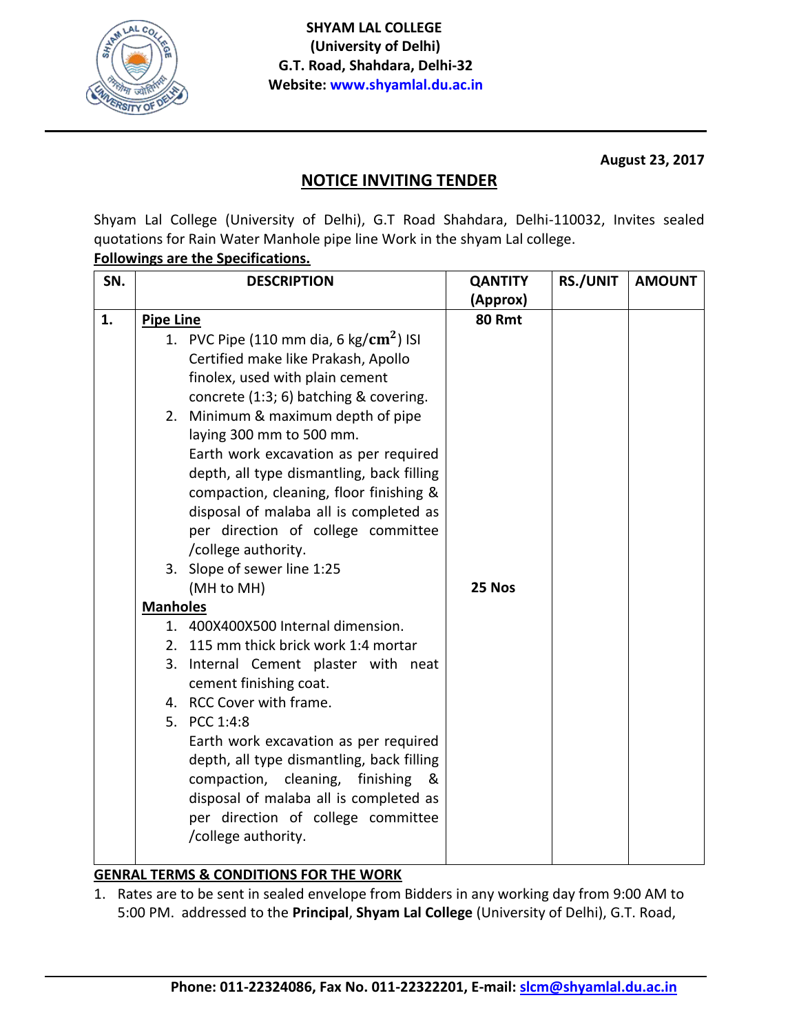**SHYAM LAL COLLEGE**
**(University of Delhi)**
**G.T. Road, Shahdara, Delhi-32**
**Website: www.shyamlal.du.ac.in**

**August 23, 2017**

## NOTICE INVITING TENDER

Shyam Lal College (University of Delhi), G.T Road Shahdara, Delhi-110032, Invites sealed quotations for Rain Water Manhole pipe line Work in the shyam Lal college.

**Followings are the Specifications.**

| SN. | DESCRIPTION | QANTITY (Approx) | RS./UNIT | AMOUNT |
|---|---|---|---|---|
| 1. | **Pipe Line**<br>1. PVC Pipe (110 mm dia, 6 kg/$cm^2$) ISI Certified make like Prakash, Apollo finolex, used with plain cement concrete (1:3; 6) batching & covering.<br>2. Minimum & maximum depth of pipe laying 300 mm to 500 mm.<br>Earth work excavation as per required depth, all type dismantling, back filling compaction, cleaning, floor finishing & disposal of malaba all is completed as per direction of college committee /college authority.<br>3. Slope of sewer line 1:25 | 80 Rmt | | |
| | (MH to MH)<br>**Manholes**<br>1. 400X400X500 Internal dimension.<br>2. 115 mm thick brick work 1:4 mortar<br>3. Internal Cement plaster with neat cement finishing coat.<br>4. RCC Cover with frame.<br>5. PCC 1:4:8<br>Earth work excavation as per required depth, all type dismantling, back filling compaction, cleaning, finishing & disposal of malaba all is completed as per direction of college committee /college authority. | 25 Nos | | |

**GENRAL TERMS & CONDITIONS FOR THE WORK**

1. Rates are to be sent in sealed envelope from Bidders in any working day from 9:00 AM to 5:00 PM. addressed to the **Principal**, **Shyam Lal College** (University of Delhi), G.T. Road,

**Phone: 011-22324086, Fax No. 011-22322201, E-mail: slcm@shyamlal.du.ac.in**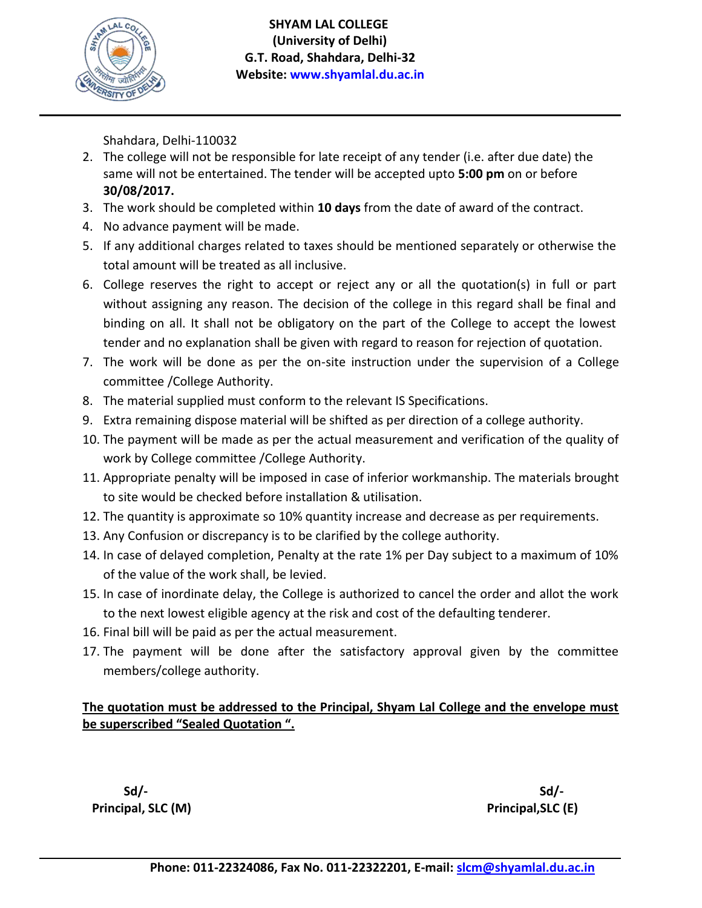Shahdara, Delhi-110032

2. The college will not be responsible for late receipt of any tender (i.e. after due date) the same will not be entertained. The tender will be accepted upto **5:00 pm** on or before **30/08/2017.**
3. The work should be completed within **10 days** from the date of award of the contract.
4. No advance payment will be made.
5. If any additional charges related to taxes should be mentioned separately or otherwise the total amount will be treated as all inclusive.
6. College reserves the right to accept or reject any or all the quotation(s) in full or part without assigning any reason. The decision of the college in this regard shall be final and binding on all. It shall not be obligatory on the part of the College to accept the lowest tender and no explanation shall be given with regard to reason for rejection of quotation.
7. The work will be done as per the on-site instruction under the supervision of a College committee /College Authority.
8. The material supplied must conform to the relevant IS Specifications.
9. Extra remaining dispose material will be shifted as per direction of a college authority.
10. The payment will be made as per the actual measurement and verification of the quality of work by College committee /College Authority.
11. Appropriate penalty will be imposed in case of inferior workmanship. The materials brought to site would be checked before installation & utilisation.
12. The quantity is approximate so 10% quantity increase and decrease as per requirements.
13. Any Confusion or discrepancy is to be clarified by the college authority.
14. In case of delayed completion, Penalty at the rate 1% per Day subject to a maximum of 10% of the value of the work shall, be levied.
15. In case of inordinate delay, the College is authorized to cancel the order and allot the work to the next lowest eligible agency at the risk and cost of the defaulting tenderer.
16. Final bill will be paid as per the actual measurement.
17. The payment will be done after the satisfactory approval given by the committee members/college authority.

**The quotation must be addressed to the Principal, Shyam Lal College and the envelope must be superscribed "Sealed Quotation ".**

**Sd/-**
**Principal, SLC (M)**

**Sd/-**
**Principal,SLC (E)**